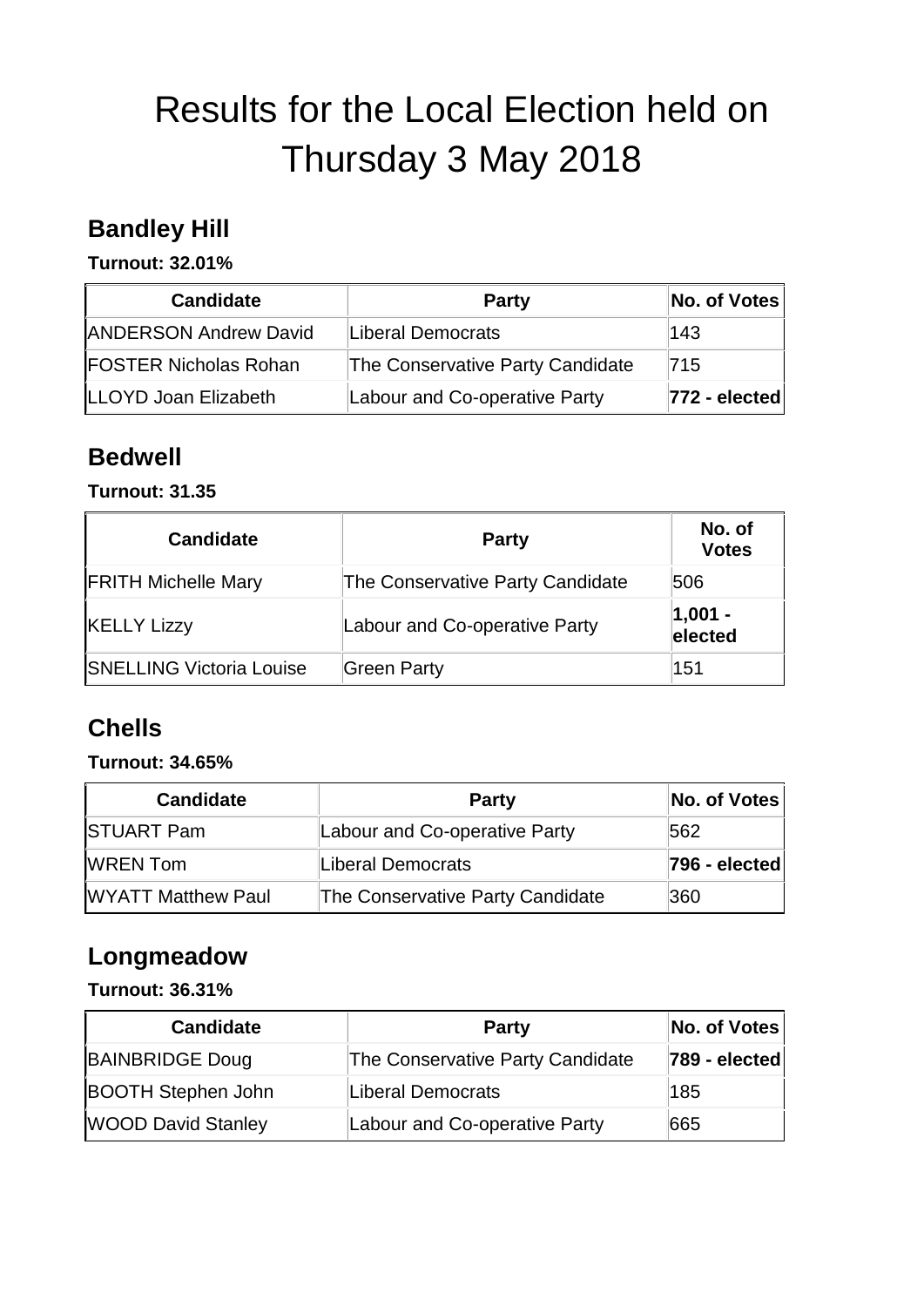# Results for the Local Election held on Thursday 3 May 2018

## Bandley Hill

**Turnout: 32.01%**

| Candidate | Party | No. of Votes |
|---|---|---|
| ANDERSON Andrew David | Liberal Democrats | 143 |
| FOSTER Nicholas Rohan | The Conservative Party Candidate | 715 |
| LLOYD Joan Elizabeth | Labour and Co-operative Party | **772 - elected** |

## Bedwell

**Turnout: 31.35**

| Candidate | Party | No. of Votes |
|---|---|---|
| FRITH Michelle Mary | The Conservative Party Candidate | 506 |
| KELLY Lizzy | Labour and Co-operative Party | **1,001 - elected** |
| SNELLING Victoria Louise | Green Party | 151 |

## Chells

**Turnout: 34.65%**

| Candidate | Party | No. of Votes |
|---|---|---|
| STUART Pam | Labour and Co-operative Party | 562 |
| WREN Tom | Liberal Democrats | **796 - elected** |
| WYATT Matthew Paul | The Conservative Party Candidate | 360 |

## Longmeadow

**Turnout: 36.31%**

| Candidate | Party | No. of Votes |
|---|---|---|
| BAINBRIDGE Doug | The Conservative Party Candidate | **789 - elected** |
| BOOTH Stephen John | Liberal Democrats | 185 |
| WOOD David Stanley | Labour and Co-operative Party | 665 |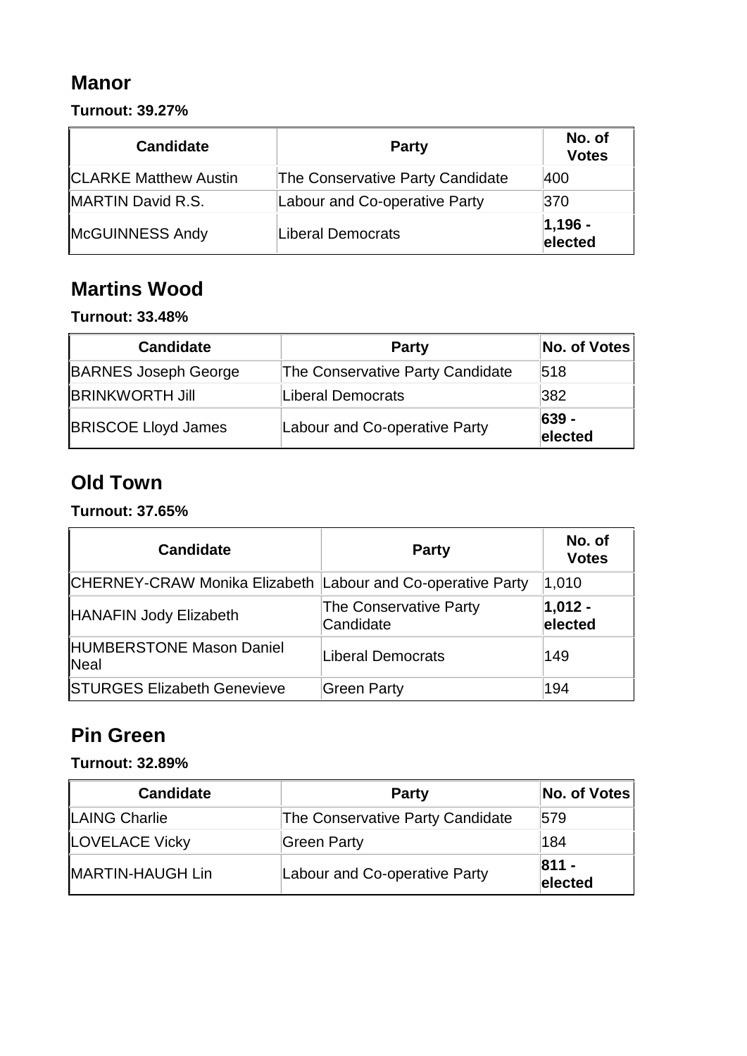## Manor

**Turnout: 39.27%**

| Candidate | Party | No. of Votes |
|---|---|---|
| CLARKE Matthew Austin | The Conservative Party Candidate | 400 |
| MARTIN David R.S. | Labour and Co-operative Party | 370 |
| McGUINNESS Andy | Liberal Democrats | **1,196 - elected** |

## Martins Wood

**Turnout: 33.48%**

| Candidate | Party | No. of Votes |
|---|---|---|
| BARNES Joseph George | The Conservative Party Candidate | 518 |
| BRINKWORTH Jill | Liberal Democrats | 382 |
| BRISCOE Lloyd James | Labour and Co-operative Party | **639 - elected** |

## Old Town

**Turnout: 37.65%**

| Candidate | Party | No. of Votes |
|---|---|---|
| CHERNEY-CRAW Monika Elizabeth | Labour and Co-operative Party | 1,010 |
| HANAFIN Jody Elizabeth | The Conservative Party Candidate | **1,012 - elected** |
| HUMBERSTONE Mason Daniel Neal | Liberal Democrats | 149 |
| STURGES Elizabeth Genevieve | Green Party | 194 |

## Pin Green

**Turnout: 32.89%**

| Candidate | Party | No. of Votes |
|---|---|---|
| LAING Charlie | The Conservative Party Candidate | 579 |
| LOVELACE Vicky | Green Party | 184 |
| MARTIN-HAUGH Lin | Labour and Co-operative Party | **811 - elected** |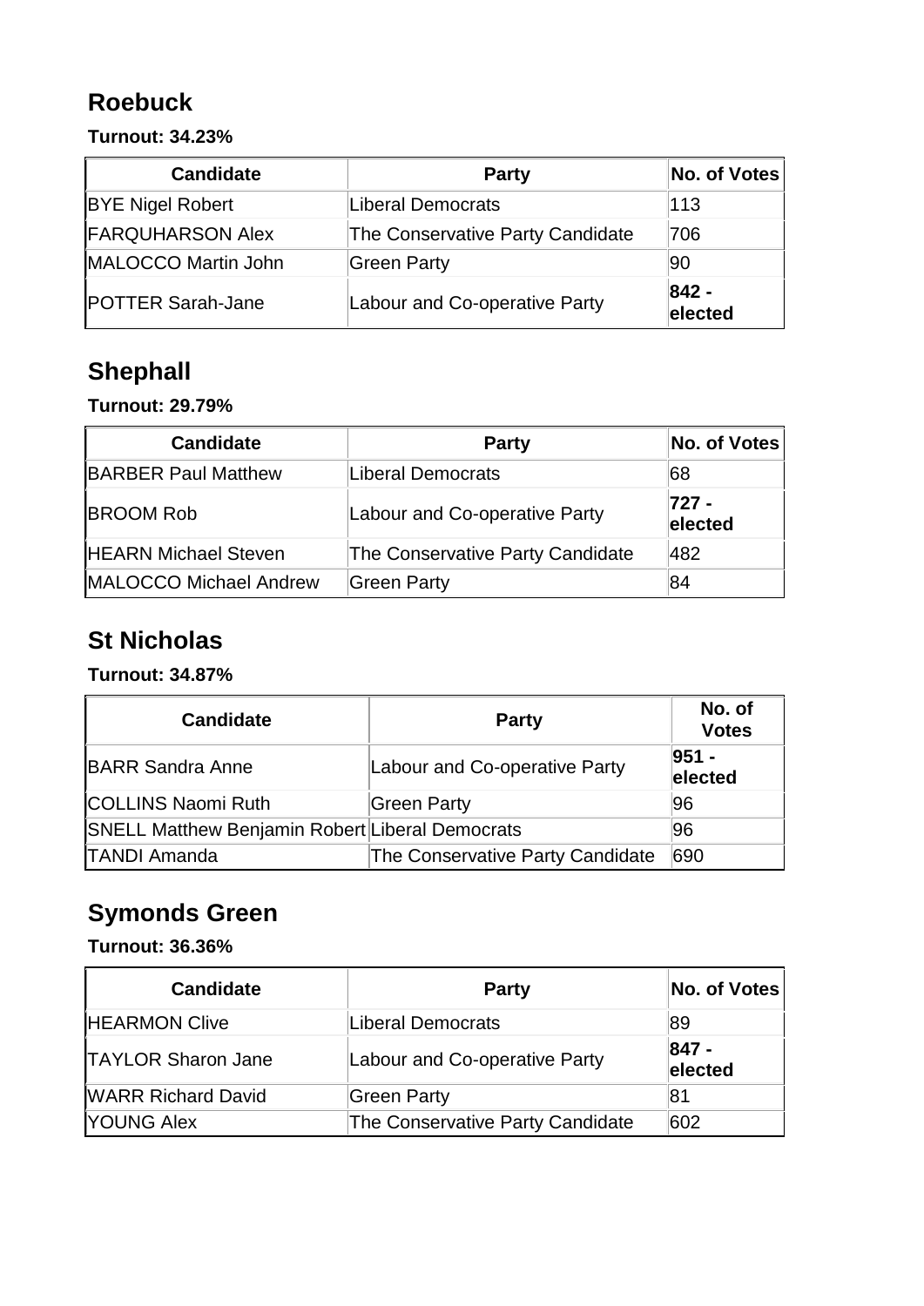## Roebuck

**Turnout: 34.23%**

| Candidate | Party | No. of Votes |
|---|---|---|
| BYE Nigel Robert | Liberal Democrats | 113 |
| FARQUHARSON Alex | The Conservative Party Candidate | 706 |
| MALOCCO Martin John | Green Party | 90 |
| POTTER Sarah-Jane | Labour and Co-operative Party | **842 - elected** |

## Shephall

**Turnout: 29.79%**

| Candidate | Party | No. of Votes |
|---|---|---|
| BARBER Paul Matthew | Liberal Democrats | 68 |
| BROOM Rob | Labour and Co-operative Party | **727 - elected** |
| HEARN Michael Steven | The Conservative Party Candidate | 482 |
| MALOCCO Michael Andrew | Green Party | 84 |

## St Nicholas

**Turnout: 34.87%**

| Candidate | Party | No. of Votes |
|---|---|---|
| BARR Sandra Anne | Labour and Co-operative Party | **951 - elected** |
| COLLINS Naomi Ruth | Green Party | 96 |
| SNELL Matthew Benjamin Robert | Liberal Democrats | 96 |
| TANDI Amanda | The Conservative Party Candidate | 690 |

## Symonds Green

**Turnout: 36.36%**

| Candidate | Party | No. of Votes |
|---|---|---|
| HEARMON Clive | Liberal Democrats | 89 |
| TAYLOR Sharon Jane | Labour and Co-operative Party | **847 - elected** |
| WARR Richard David | Green Party | 81 |
| YOUNG Alex | The Conservative Party Candidate | 602 |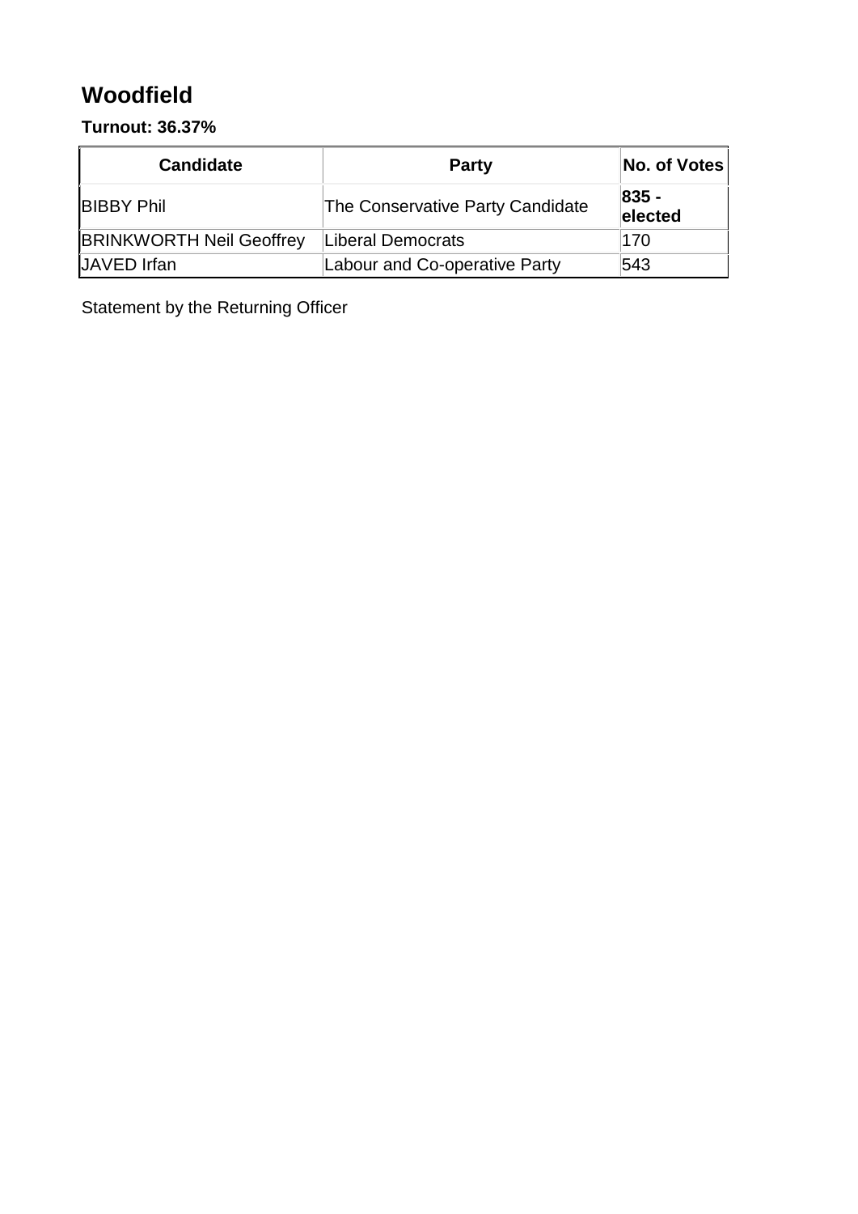## Woodfield

**Turnout: 36.37%**

| Candidate | Party | No. of Votes |
|---|---|---|
| BIBBY Phil | The Conservative Party Candidate | **835 - elected** |
| BRINKWORTH Neil Geoffrey | Liberal Democrats | 170 |
| JAVED Irfan | Labour and Co-operative Party | 543 |

Statement by the Returning Officer